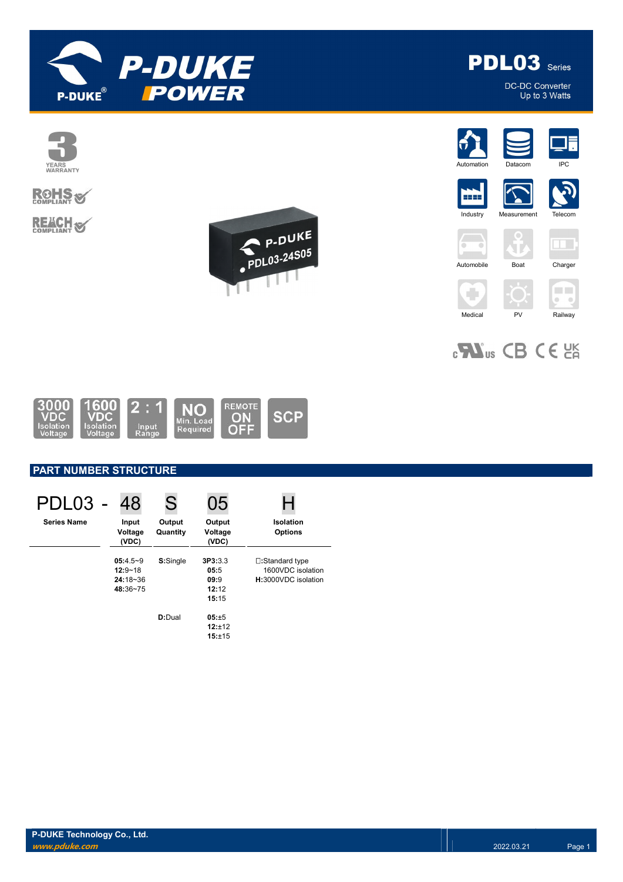# PDL03 Series

DC-DC Converter
Up to 3 Watts

3 YEARS WARRANTY

RoHS COMPLIANT

REACH COMPLIANT

Automation | Datacom | IPC | Industry | Measurement | Telecom | Automobile | Boat | Charger | Medical | PV | Railway

3000 VDC Isolation Voltage | 1600 VDC Isolation Voltage | 2 : 1 Input Range | NO Min. Load Required | REMOTE ON OFF | SCP

## PART NUMBER STRUCTURE

| PDL03 - | 48 | S | 05 | H |
|---|---|---|---|---|
| **Series Name** | **Input Voltage (VDC)** | **Output Quantity** | **Output Voltage (VDC)** | **Isolation Options** |
| | **05:**4.5~9<br>**12:**9~18<br>**24:**18~36<br>**48:**36~75 | **S:**Single | **3P3:**3.3<br>**05:**5<br>**09:**9<br>**12:**12<br>**15:**15 | □:Standard type 1600VDC isolation<br>**H:**3000VDC isolation |
| | | **D:**Dual | **05:**±5<br>**12:**±12<br>**15:**±15 | |

**P-DUKE Technology Co., Ltd.**
*www.pduke.com*

2022.03.21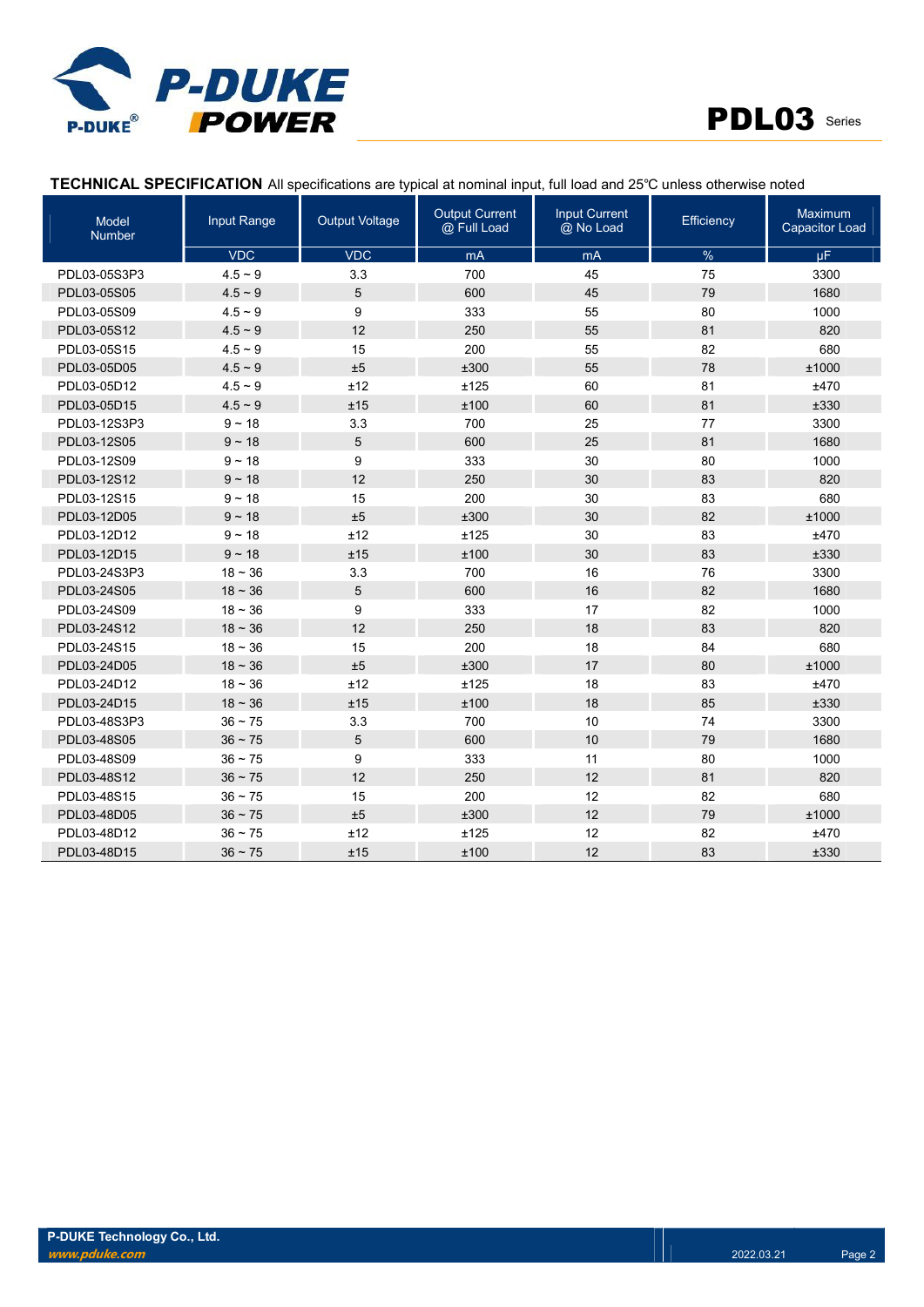**TECHNICAL SPECIFICATION** All specifications are typical at nominal input, full load and 25℃ unless otherwise noted

| Model Number | Input Range | Output Voltage | Output Current @ Full Load | Input Current @ No Load | Efficiency | Maximum Capacitor Load |
|---|---|---|---|---|---|---|
| | VDC | VDC | mA | mA | % | µF |
| PDL03-05S3P3 | 4.5 ~ 9 | 3.3 | 700 | 45 | 75 | 3300 |
| PDL03-05S05 | 4.5 ~ 9 | 5 | 600 | 45 | 79 | 1680 |
| PDL03-05S09 | 4.5 ~ 9 | 9 | 333 | 55 | 80 | 1000 |
| PDL03-05S12 | 4.5 ~ 9 | 12 | 250 | 55 | 81 | 820 |
| PDL03-05S15 | 4.5 ~ 9 | 15 | 200 | 55 | 82 | 680 |
| PDL03-05D05 | 4.5 ~ 9 | ±5 | ±300 | 55 | 78 | ±1000 |
| PDL03-05D12 | 4.5 ~ 9 | ±12 | ±125 | 60 | 81 | ±470 |
| PDL03-05D15 | 4.5 ~ 9 | ±15 | ±100 | 60 | 81 | ±330 |
| PDL03-12S3P3 | 9 ~ 18 | 3.3 | 700 | 25 | 77 | 3300 |
| PDL03-12S05 | 9 ~ 18 | 5 | 600 | 25 | 81 | 1680 |
| PDL03-12S09 | 9 ~ 18 | 9 | 333 | 30 | 80 | 1000 |
| PDL03-12S12 | 9 ~ 18 | 12 | 250 | 30 | 83 | 820 |
| PDL03-12S15 | 9 ~ 18 | 15 | 200 | 30 | 83 | 680 |
| PDL03-12D05 | 9 ~ 18 | ±5 | ±300 | 30 | 82 | ±1000 |
| PDL03-12D12 | 9 ~ 18 | ±12 | ±125 | 30 | 83 | ±470 |
| PDL03-12D15 | 9 ~ 18 | ±15 | ±100 | 30 | 83 | ±330 |
| PDL03-24S3P3 | 18 ~ 36 | 3.3 | 700 | 16 | 76 | 3300 |
| PDL03-24S05 | 18 ~ 36 | 5 | 600 | 16 | 82 | 1680 |
| PDL03-24S09 | 18 ~ 36 | 9 | 333 | 17 | 82 | 1000 |
| PDL03-24S12 | 18 ~ 36 | 12 | 250 | 18 | 83 | 820 |
| PDL03-24S15 | 18 ~ 36 | 15 | 200 | 18 | 84 | 680 |
| PDL03-24D05 | 18 ~ 36 | ±5 | ±300 | 17 | 80 | ±1000 |
| PDL03-24D12 | 18 ~ 36 | ±12 | ±125 | 18 | 83 | ±470 |
| PDL03-24D15 | 18 ~ 36 | ±15 | ±100 | 18 | 85 | ±330 |
| PDL03-48S3P3 | 36 ~ 75 | 3.3 | 700 | 10 | 74 | 3300 |
| PDL03-48S05 | 36 ~ 75 | 5 | 600 | 10 | 79 | 1680 |
| PDL03-48S09 | 36 ~ 75 | 9 | 333 | 11 | 80 | 1000 |
| PDL03-48S12 | 36 ~ 75 | 12 | 250 | 12 | 81 | 820 |
| PDL03-48S15 | 36 ~ 75 | 15 | 200 | 12 | 82 | 680 |
| PDL03-48D05 | 36 ~ 75 | ±5 | ±300 | 12 | 79 | ±1000 |
| PDL03-48D12 | 36 ~ 75 | ±12 | ±125 | 12 | 82 | ±470 |
| PDL03-48D15 | 36 ~ 75 | ±15 | ±100 | 12 | 83 | ±330 |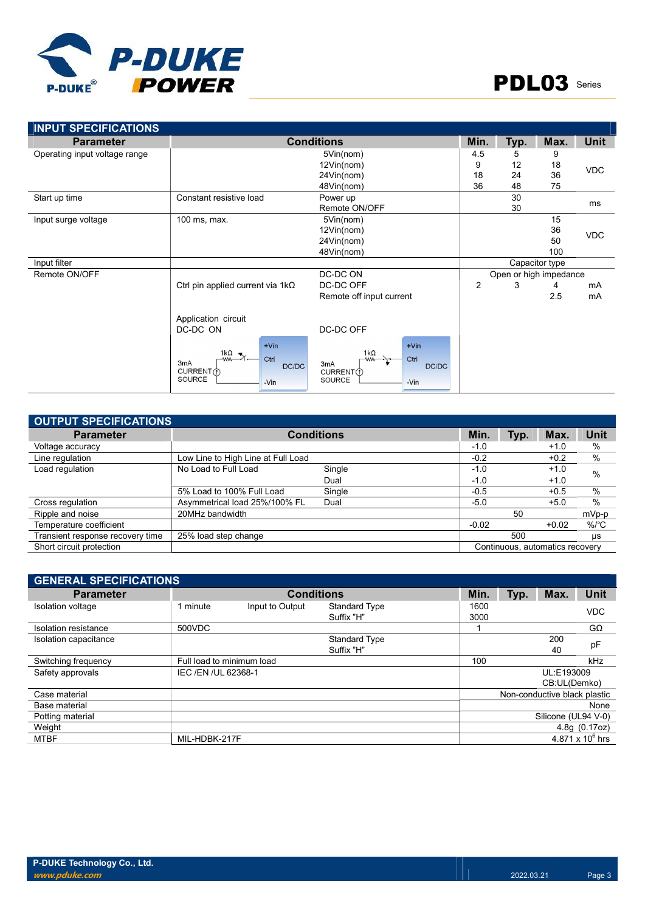## INPUT SPECIFICATIONS

| Parameter | Conditions | | Min. | Typ. | Max. | Unit |
|---|---|---|---|---|---|---|
| Operating input voltage range | | 5Vin(nom)<br>12Vin(nom)<br>24Vin(nom)<br>48Vin(nom) | 4.5<br>9<br>18<br>36 | 5<br>12<br>24<br>48 | 9<br>18<br>36<br>75 | VDC |
| Start up time | Constant resistive load | Power up<br>Remote ON/OFF | | 30<br>30 | | ms |
| Input surge voltage | 100 ms, max. | 5Vin(nom)<br>12Vin(nom)<br>24Vin(nom)<br>48Vin(nom) | | | 15<br>36<br>50<br>100 | VDC |
| Input filter | | | Capacitor type | | | |
| Remote ON/OFF | | DC-DC ON | Open or high impedance | | | |
| | Ctrl pin applied current via 1kΩ | DC-DC OFF | 2 | 3 | 4 | mA |
| | | Remote off input current | | | 2.5 | mA |
| | Application circuit<br>DC-DC ON | DC-DC OFF | | | | |

DC-DC ON circuit: 3mA CURRENT SOURCE, 1kΩ, +Vin, Ctrl, DC/DC, -Vin

DC-DC OFF circuit: 3mA CURRENT SOURCE, 1kΩ, +Vin, Ctrl, DC/DC, -Vin

## OUTPUT SPECIFICATIONS

| Parameter | Conditions | | Min. | Typ. | Max. | Unit |
|---|---|---|---|---|---|---|
| Voltage accuracy | | | -1.0 | | +1.0 | % |
| Line regulation | Low Line to High Line at Full Load | | -0.2 | | +0.2 | % |
| Load regulation | No Load to Full Load | Single<br>Dual | -1.0<br>-1.0 | | +1.0<br>+1.0 | % |
| | 5% Load to 100% Full Load | Single | -0.5 | | +0.5 | % |
| Cross regulation | Asymmetrical load 25%/100% FL | Dual | -5.0 | | +5.0 | % |
| Ripple and noise | 20MHz bandwidth | | | 50 | | mVp-p |
| Temperature coefficient | | | -0.02 | | +0.02 | %/°C |
| Transient response recovery time | 25% load step change | | | 500 | | μs |
| Short circuit protection | | | Continuous, automatics recovery | | | |

## GENERAL SPECIFICATIONS

| Parameter | Conditions | | | Min. | Typ. | Max. | Unit |
|---|---|---|---|---|---|---|---|
| Isolation voltage | 1 minute | Input to Output | Standard Type<br>Suffix "H" | 1600<br>3000 | | | VDC |
| Isolation resistance | 500VDC | | | 1 | | | GΩ |
| Isolation capacitance | | | Standard Type<br>Suffix "H" | | | 200<br>40 | pF |
| Switching frequency | Full load to minimum load | | | 100 | | | kHz |
| Safety approvals | IEC /EN /UL 62368-1 | | | UL:E193009<br>CB:UL(Demko) | | | |
| Case material | | | | Non-conductive black plastic | | | |
| Base material | | | | None | | | |
| Potting material | | | | Silicone (UL94 V-0) | | | |
| Weight | | | | 4.8g (0.17oz) | | | |
| MTBF | MIL-HDBK-217F | | | $4.871 \times 10^6$ hrs | | | |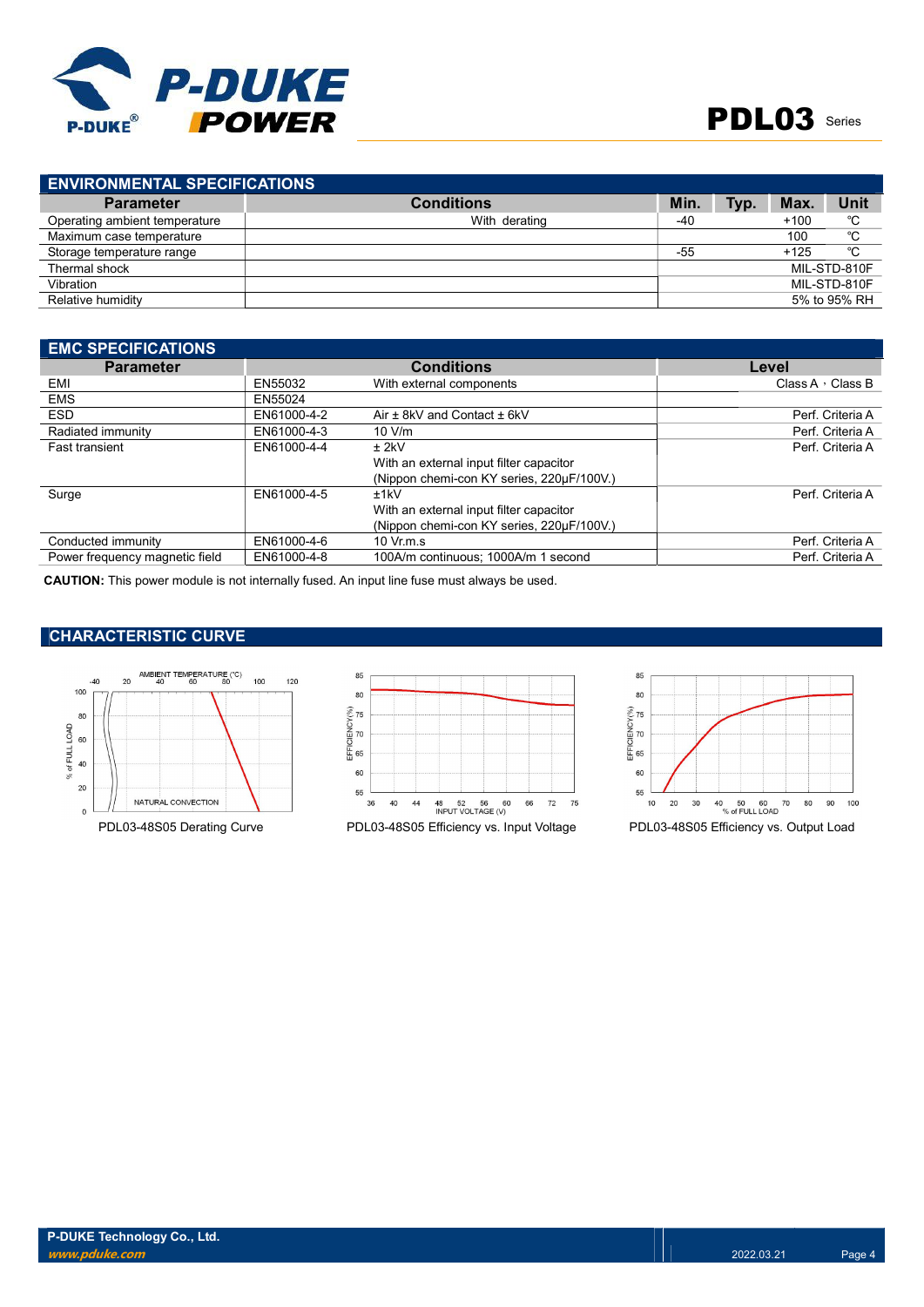## ENVIRONMENTAL SPECIFICATIONS

| Parameter | Conditions | Min. | Typ. | Max. | Unit |
|---|---|---|---|---|---|
| Operating ambient temperature | With derating | -40 | | +100 | ℃ |
| Maximum case temperature | | | | 100 | ℃ |
| Storage temperature range | | -55 | | +125 | ℃ |
| Thermal shock | | | | | MIL-STD-810F |
| Vibration | | | | | MIL-STD-810F |
| Relative humidity | | | | | 5% to 95% RH |

## EMC SPECIFICATIONS

| Parameter | Conditions | | Level |
|---|---|---|---|
| EMI | EN55032 | With external components | Class A，Class B |
| EMS | EN55024 | | |
| ESD | EN61000-4-2 | Air ± 8kV and Contact ± 6kV | Perf. Criteria A |
| Radiated immunity | EN61000-4-3 | 10 V/m | Perf. Criteria A |
| Fast transient | EN61000-4-4 | ± 2kV<br>With an external input filter capacitor<br>(Nippon chemi-con KY series, 220µF/100V.) | Perf. Criteria A |
| Surge | EN61000-4-5 | ±1kV<br>With an external input filter capacitor<br>(Nippon chemi-con KY series, 220µF/100V.) | Perf. Criteria A |
| Conducted immunity | EN61000-4-6 | 10 Vr.m.s | Perf. Criteria A |
| Power frequency magnetic field | EN61000-4-8 | 100A/m continuous; 1000A/m 1 second | Perf. Criteria A |

**CAUTION:** This power module is not internally fused. An input line fuse must always be used.

## CHARACTERISTIC CURVE

AMBIENT TEMPERATURE (℃)
-40 20 40 60 80 100 120
% of FULL LOAD
100 80 60 40 20 0
NATURAL CONVECTION

PDL03-48S05 Derating Curve

EFFICIENCY(%)
85 80 75 70 65 60 55
36 40 44 48 52 56 60 66 72 75
INPUT VOLTAGE (V)

PDL03-48S05 Efficiency vs. Input Voltage

EFFICIENCY(%)
85 80 75 70 65 60 55
10 20 30 40 50 60 70 80 90 100
% of FULL LOAD

PDL03-48S05 Efficiency vs. Output Load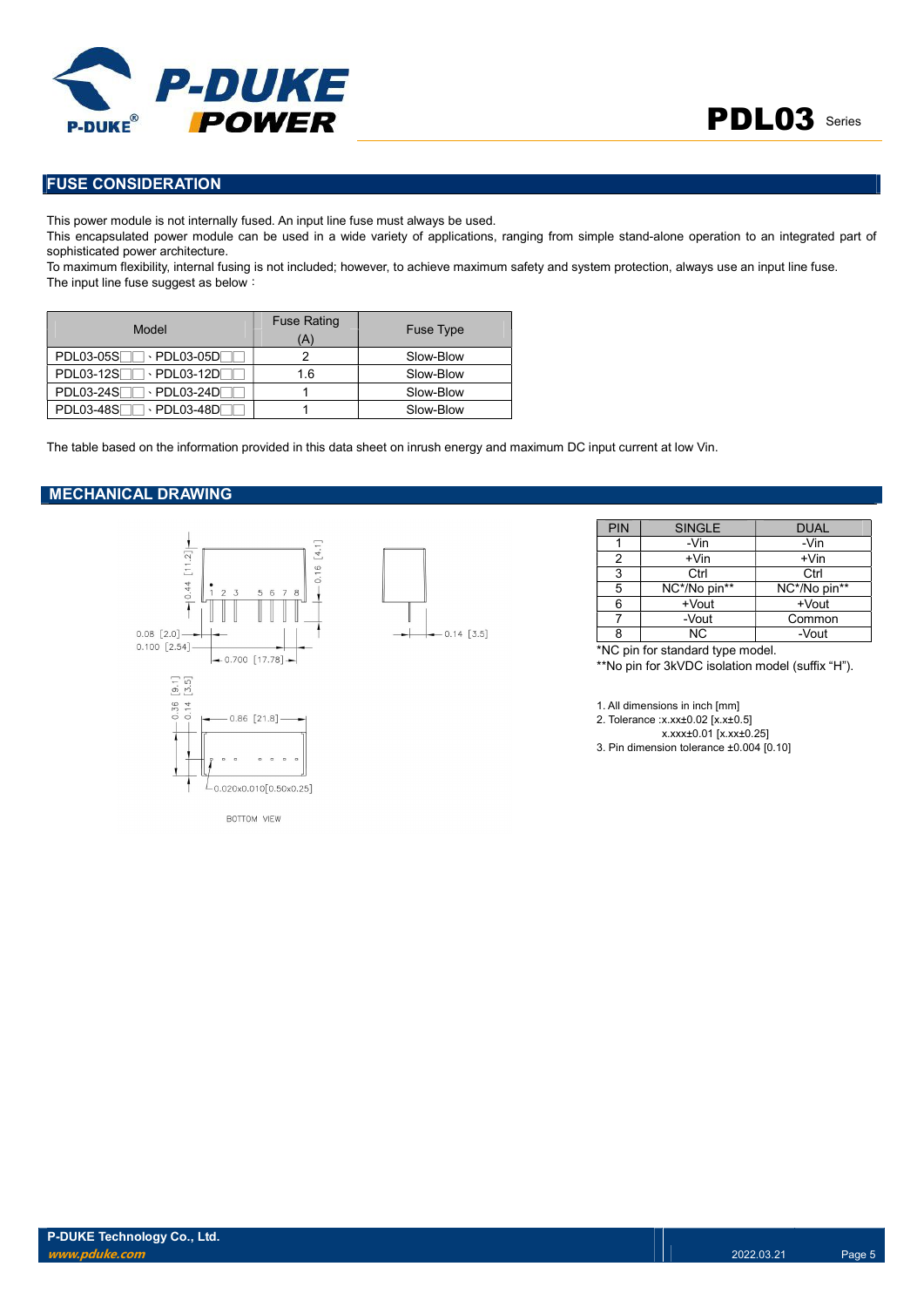## FUSE CONSIDERATION

This power module is not internally fused. An input line fuse must always be used.
This encapsulated power module can be used in a wide variety of applications, ranging from simple stand-alone operation to an integrated part of sophisticated power architecture.
To maximum flexibility, internal fusing is not included; however, to achieve maximum safety and system protection, always use an input line fuse.
The input line fuse suggest as below：

| Model | Fuse Rating (A) | Fuse Type |
|---|---|---|
| PDL03-05S□□、PDL03-05D□□ | 2 | Slow-Blow |
| PDL03-12S□□、PDL03-12D□□ | 1.6 | Slow-Blow |
| PDL03-24S□□、PDL03-24D□□ | 1 | Slow-Blow |
| PDL03-48S□□、PDL03-48D□□ | 1 | Slow-Blow |

The table based on the information provided in this data sheet on inrush energy and maximum DC input current at low Vin.

## MECHANICAL DRAWING

0.44 [11.2]
0.16 [4.1]
1 2 3 5 6 7 8
0.08 [2.0]
0.100 [2.54]
0.700 [17.78]
0.14 [3.5]
0.36 [9.1]
0.14 [3.5]
0.86 [21.8]
0.020x0.010[0.50x0.25]
BOTTOM VIEW

| PIN | SINGLE | DUAL |
|---|---|---|
| 1 | -Vin | -Vin |
| 2 | +Vin | +Vin |
| 3 | Ctrl | Ctrl |
| 5 | NC*/No pin** | NC*/No pin** |
| 6 | +Vout | +Vout |
| 7 | -Vout | Common |
| 8 | NC | -Vout |

*NC pin for standard type model.
**No pin for 3kVDC isolation model (suffix "H").

1. All dimensions in inch [mm]
2. Tolerance :x.xx±0.02 [x.x±0.5]
   x.xxx±0.01 [x.xx±0.25]
3. Pin dimension tolerance ±0.004 [0.10]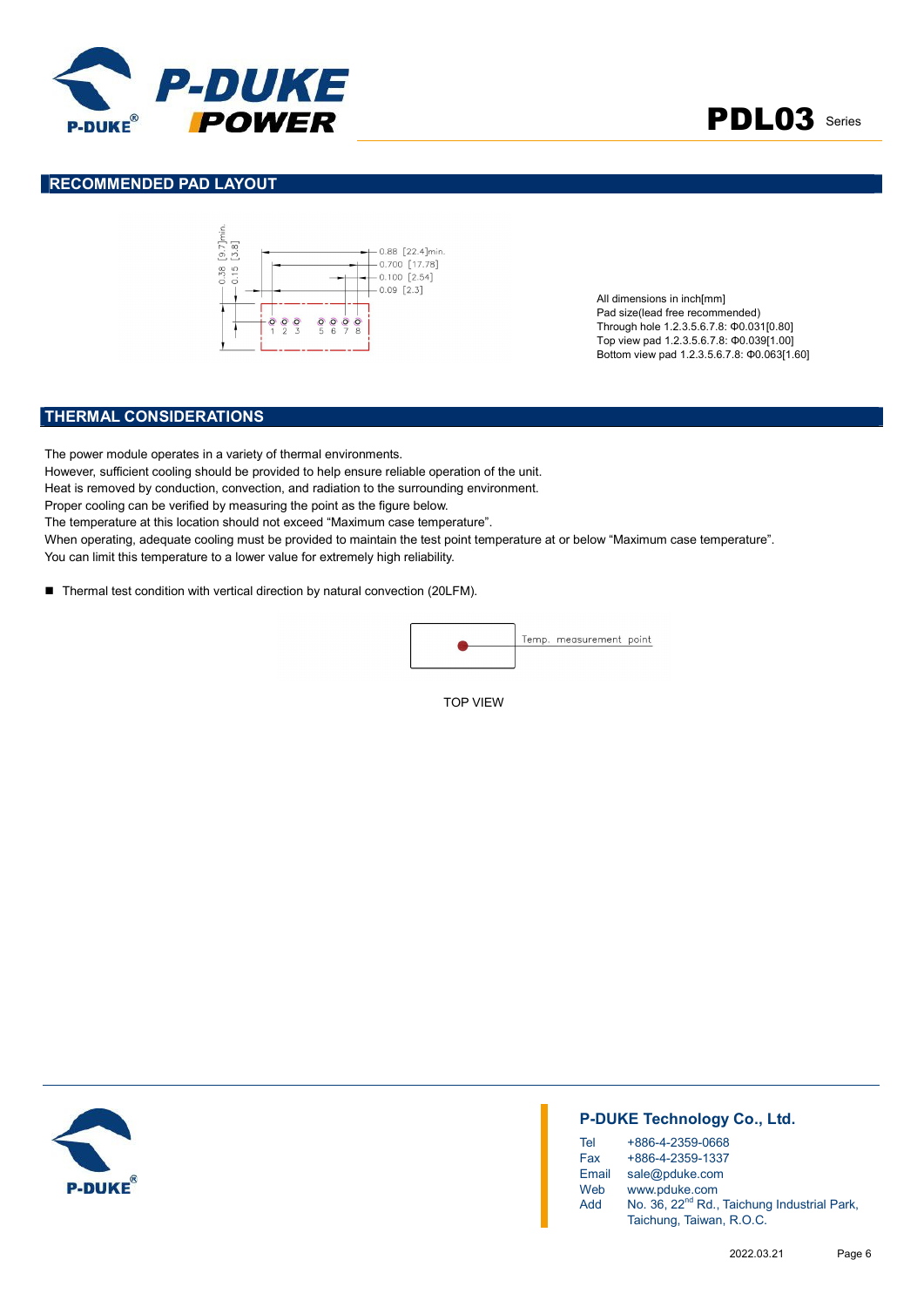## RECOMMENDED PAD LAYOUT

0.38 [9.7]min.
0.15 [3.8]
0.88 [22.4]min.
0.700 [17.78]
0.100 [2.54]
0.09 [2.3]
1 2 3 5 6 7 8

All dimensions in inch[mm]
Pad size(lead free recommended)
Through hole 1.2.3.5.6.7.8: Φ0.031[0.80]
Top view pad 1.2.3.5.6.7.8: Φ0.039[1.00]
Bottom view pad 1.2.3.5.6.7.8: Φ0.063[1.60]

## THERMAL CONSIDERATIONS

The power module operates in a variety of thermal environments.
However, sufficient cooling should be provided to help ensure reliable operation of the unit.
Heat is removed by conduction, convection, and radiation to the surrounding environment.
Proper cooling can be verified by measuring the point as the figure below.
The temperature at this location should not exceed "Maximum case temperature".
When operating, adequate cooling must be provided to maintain the test point temperature at or below "Maximum case temperature".
You can limit this temperature to a lower value for extremely high reliability.

- Thermal test condition with vertical direction by natural convection (20LFM).

Temp. measurement point

TOP VIEW

**P-DUKE Technology Co., Ltd.**

Tel +886-4-2359-0668
Fax +886-4-2359-1337
Email sale@pduke.com
Web www.pduke.com
Add No. 36, 22nd Rd., Taichung Industrial Park, Taichung, Taiwan, R.O.C.

2022.03.21